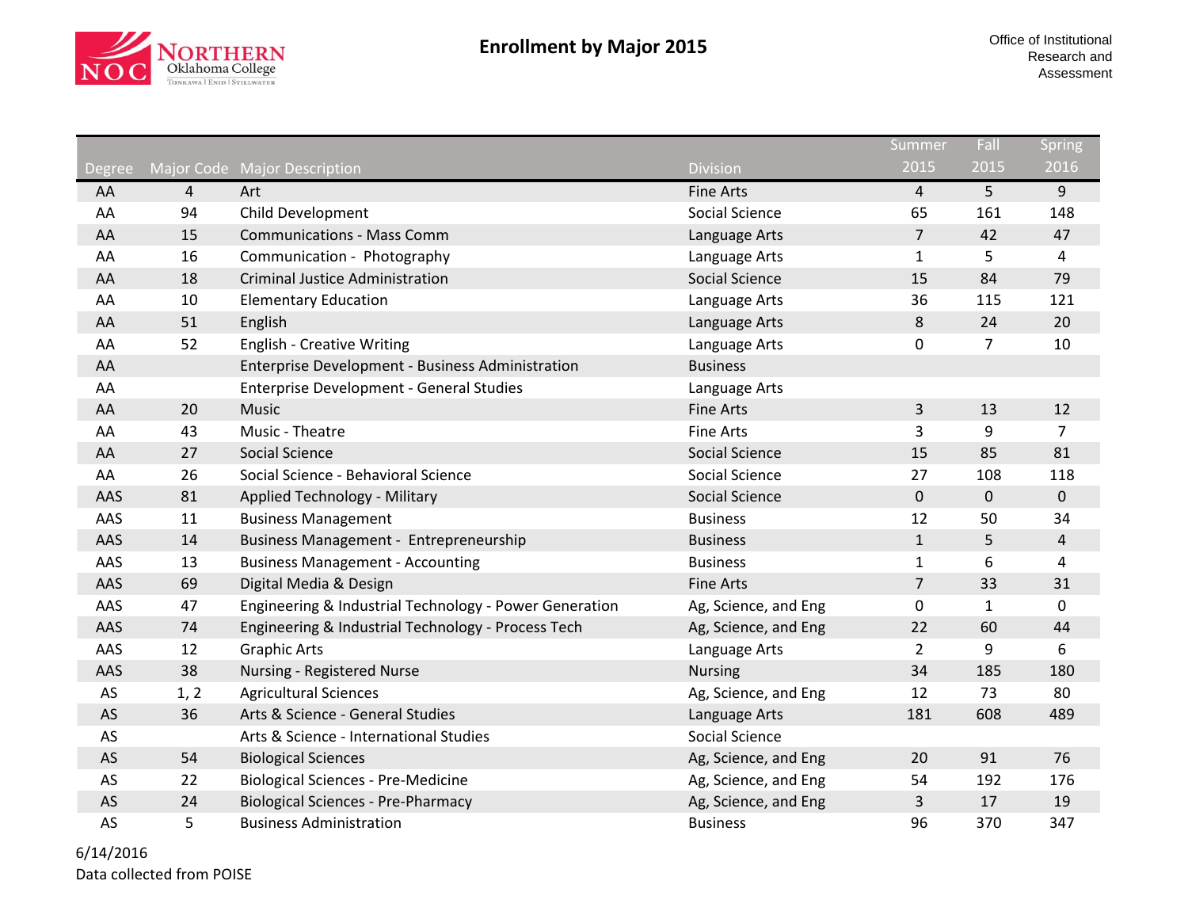# Enrollment by Major 2015

Office of Institutional Research and Assessment

| Degree | Major Code | Major Description | Division | Summer 2015 | Fall 2015 | Spring 2016 |
|---|---|---|---|---|---|---|
| AA | 4 | Art | Fine Arts | 4 | 5 | 9 |
| AA | 94 | Child Development | Social Science | 65 | 161 | 148 |
| AA | 15 | Communications - Mass Comm | Language Arts | 7 | 42 | 47 |
| AA | 16 | Communication - Photography | Language Arts | 1 | 5 | 4 |
| AA | 18 | Criminal Justice Administration | Social Science | 15 | 84 | 79 |
| AA | 10 | Elementary Education | Language Arts | 36 | 115 | 121 |
| AA | 51 | English | Language Arts | 8 | 24 | 20 |
| AA | 52 | English - Creative Writing | Language Arts | 0 | 7 | 10 |
| AA | | Enterprise Development - Business Administration | Business | | | |
| AA | | Enterprise Development - General Studies | Language Arts | | | |
| AA | 20 | Music | Fine Arts | 3 | 13 | 12 |
| AA | 43 | Music - Theatre | Fine Arts | 3 | 9 | 7 |
| AA | 27 | Social Science | Social Science | 15 | 85 | 81 |
| AA | 26 | Social Science - Behavioral Science | Social Science | 27 | 108 | 118 |
| AAS | 81 | Applied Technology - Military | Social Science | 0 | 0 | 0 |
| AAS | 11 | Business Management | Business | 12 | 50 | 34 |
| AAS | 14 | Business Management - Entrepreneurship | Business | 1 | 5 | 4 |
| AAS | 13 | Business Management - Accounting | Business | 1 | 6 | 4 |
| AAS | 69 | Digital Media & Design | Fine Arts | 7 | 33 | 31 |
| AAS | 47 | Engineering & Industrial Technology - Power Generation | Ag, Science, and Eng | 0 | 1 | 0 |
| AAS | 74 | Engineering & Industrial Technology - Process Tech | Ag, Science, and Eng | 22 | 60 | 44 |
| AAS | 12 | Graphic Arts | Language Arts | 2 | 9 | 6 |
| AAS | 38 | Nursing - Registered Nurse | Nursing | 34 | 185 | 180 |
| AS | 1, 2 | Agricultural Sciences | Ag, Science, and Eng | 12 | 73 | 80 |
| AS | 36 | Arts & Science - General Studies | Language Arts | 181 | 608 | 489 |
| AS | | Arts & Science - International Studies | Social Science | | | |
| AS | 54 | Biological Sciences | Ag, Science, and Eng | 20 | 91 | 76 |
| AS | 22 | Biological Sciences - Pre-Medicine | Ag, Science, and Eng | 54 | 192 | 176 |
| AS | 24 | Biological Sciences - Pre-Pharmacy | Ag, Science, and Eng | 3 | 17 | 19 |
| AS | 5 | Business Administration | Business | 96 | 370 | 347 |

6/14/2016

Data collected from POISE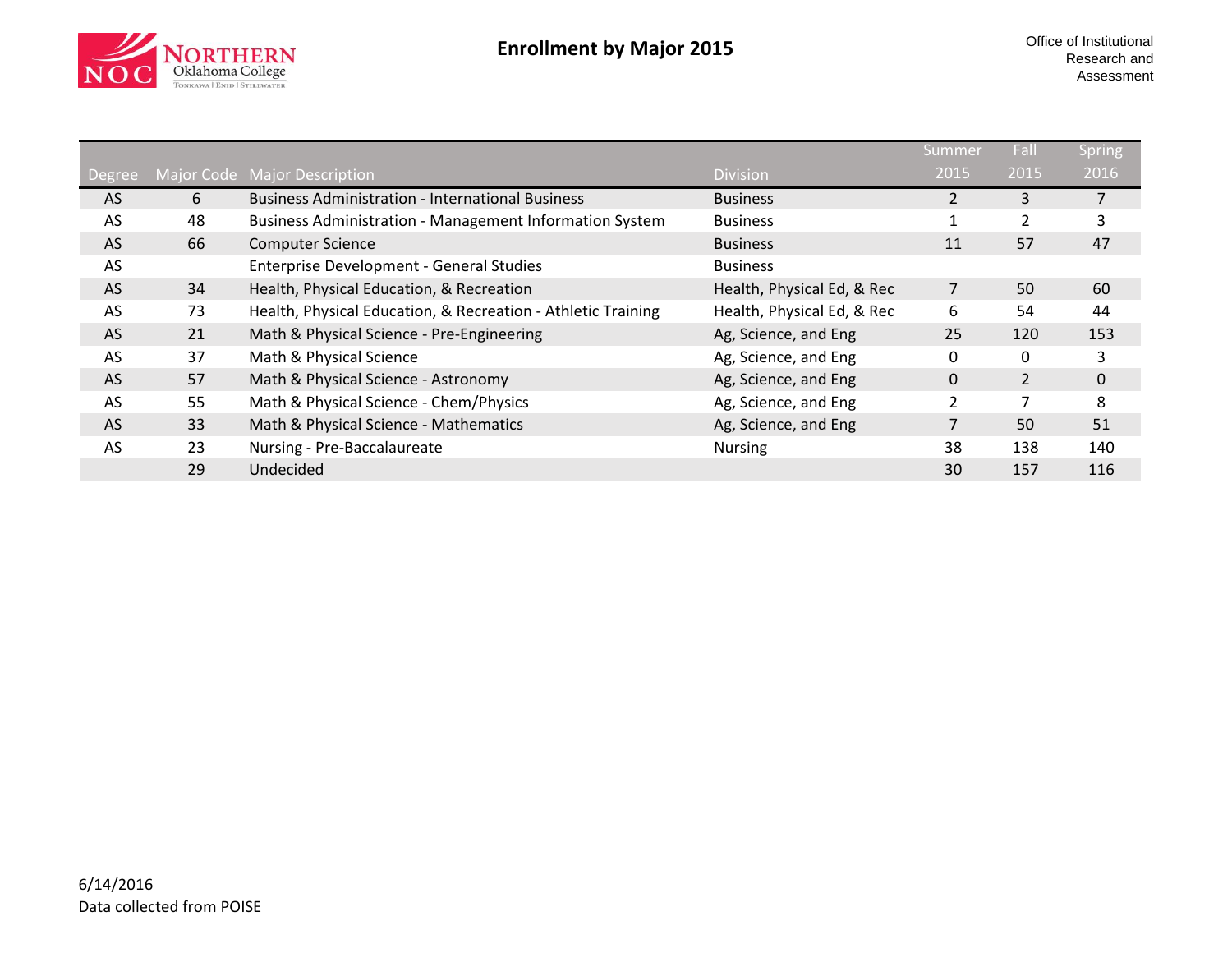# Enrollment by Major 2015

Office of Institutional Research and Assessment

| Degree | Major Code | Major Description | Division | Summer 2015 | Fall 2015 | Spring 2016 |
|---|---|---|---|---|---|---|
| AS | 6 | Business Administration - International Business | Business | 2 | 3 | 7 |
| AS | 48 | Business Administration - Management Information System | Business | 1 | 2 | 3 |
| AS | 66 | Computer Science | Business | 11 | 57 | 47 |
| AS | | Enterprise Development - General Studies | Business | | | |
| AS | 34 | Health, Physical Education, & Recreation | Health, Physical Ed, & Rec | 7 | 50 | 60 |
| AS | 73 | Health, Physical Education, & Recreation - Athletic Training | Health, Physical Ed, & Rec | 6 | 54 | 44 |
| AS | 21 | Math & Physical Science - Pre-Engineering | Ag, Science, and Eng | 25 | 120 | 153 |
| AS | 37 | Math & Physical Science | Ag, Science, and Eng | 0 | 0 | 3 |
| AS | 57 | Math & Physical Science - Astronomy | Ag, Science, and Eng | 0 | 2 | 0 |
| AS | 55 | Math & Physical Science - Chem/Physics | Ag, Science, and Eng | 2 | 7 | 8 |
| AS | 33 | Math & Physical Science - Mathematics | Ag, Science, and Eng | 7 | 50 | 51 |
| AS | 23 | Nursing - Pre-Baccalaureate | Nursing | 38 | 138 | 140 |
| | 29 | Undecided | | 30 | 157 | 116 |

6/14/2016
Data collected from POISE